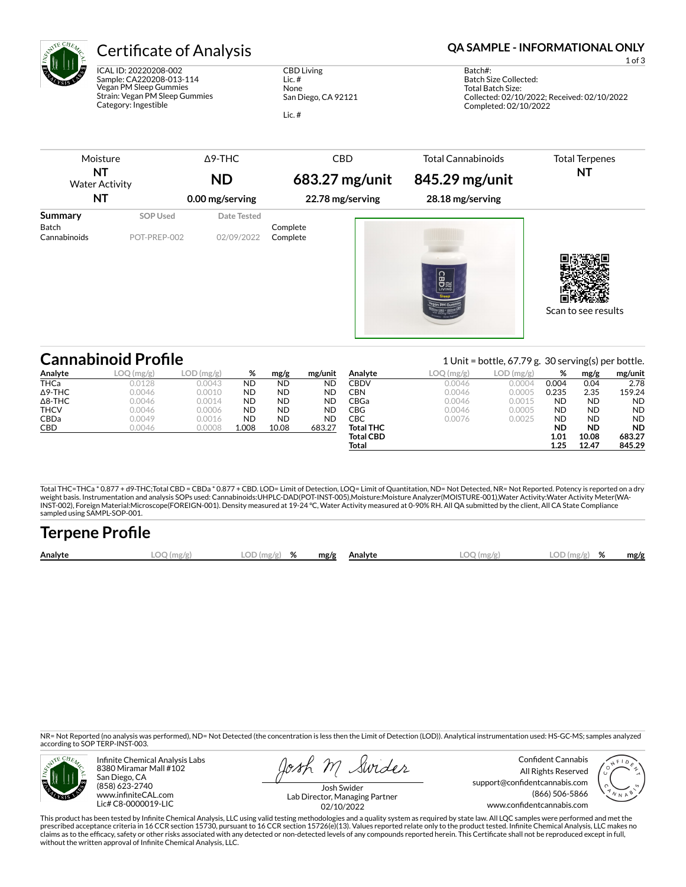# Certificate of Analysis

**QA SAMPLE - INFORMATIONAL ONLY**

ICAL ID: 20220208-002
Sample: CA220208-013-114
Vegan PM Sleep Gummies
Strain: Vegan PM Sleep Gummies
Category: Ingestible

CBD Living
Lic. #
None
San Diego, CA 92121

Lic. #

Batch#:
Batch Size Collected:
Total Batch Size:
Collected: 02/10/2022; Received: 02/10/2022
Completed: 02/10/2022

| Moisture | Δ9-THC | CBD | Total Cannabinoids | Total Terpenes |
|---|---|---|---|---|
| **NT** | **ND** | **683.27 mg/unit** | **845.29 mg/unit** | **NT** |
| Water Activity **NT** | **0.00 mg/serving** | **22.78 mg/serving** | **28.18 mg/serving** | |

| Summary | SOP Used | Date Tested | |
|---|---|---|---|
| Batch | | | Complete |
| Cannabinoids | POT-PREP-002 | 02/09/2022 | Complete |

Scan to see results

## Cannabinoid Profile

1 Unit = bottle, 67.79 g. 30 serving(s) per bottle.

| Analyte | LOQ (mg/g) | LOD (mg/g) | % | mg/g | mg/unit |
|---|---|---|---|---|---|
| THCa | 0.0128 | 0.0043 | ND | ND | ND |
| Δ9-THC | 0.0046 | 0.0010 | ND | ND | ND |
| Δ8-THC | 0.0046 | 0.0014 | ND | ND | ND |
| THCV | 0.0046 | 0.0006 | ND | ND | ND |
| CBDa | 0.0049 | 0.0016 | ND | ND | ND |
| CBD | 0.0046 | 0.0008 | 1.008 | 10.08 | 683.27 |
| CBDV | 0.0046 | 0.0004 | 0.004 | 0.04 | 2.78 |
| CBN | 0.0046 | 0.0005 | 0.235 | 2.35 | 159.24 |
| CBGa | 0.0046 | 0.0015 | ND | ND | ND |
| CBG | 0.0046 | 0.0005 | ND | ND | ND |
| CBC | 0.0076 | 0.0025 | ND | ND | ND |
| **Total THC** | | | **ND** | **ND** | **ND** |
| **Total CBD** | | | **1.01** | **10.08** | **683.27** |
| **Total** | | | **1.25** | **12.47** | **845.29** |

Total THC=THCa * 0.877 + d9-THC;Total CBD = CBDa * 0.877 + CBD. LOD= Limit of Detection, LOQ= Limit of Quantitation, ND= Not Detected, NR= Not Reported. Potency is reported on a dry weight basis. Instrumentation and analysis SOPs used: Cannabinoids:UHPLC-DAD(POT-INST-005),Moisture:Moisture Analyzer(MOISTURE-001),Water Activity:Water Activity Meter(WA-INST-002), Foreign Material:Microscope(FOREIGN-001). Density measured at 19-24 °C, Water Activity measured at 0-90% RH. All QA submitted by the client, All CA State Compliance sampled using SAMPL-SOP-001.

## Terpene Profile

| Analyte | LOQ (mg/g) | LOD (mg/g) | % | mg/g | Analyte | LOQ (mg/g) | LOD (mg/g) | % | mg/g |
|---|---|---|---|---|---|---|---|---|---|

NR= Not Reported (no analysis was performed), ND= Not Detected (the concentration is less then the Limit of Detection (LOD)). Analytical instrumentation used: HS-GC-MS; samples analyzed according to SOP TERP-INST-003.

Infinite Chemical Analysis Labs
8380 Miramar Mall #102
San Diego, CA
(858) 623-2740
www.infiniteCAL.com
Lic# C8-0000019-LIC

Josh Swider
Lab Director, Managing Partner
02/10/2022

Confident Cannabis
All Rights Reserved
support@confidentcannabis.com
(866) 506-5866
www.confidentcannabis.com

This product has been tested by Infinite Chemical Analysis, LLC using valid testing methodologies and a quality system as required by state law. All LQC samples were performed and met the prescribed acceptance criteria in 16 CCR section 15730, pursuant to 16 CCR section 15726(e)(13). Values reported relate only to the product tested. Infinite Chemical Analysis, LLC makes no claims as to the efficacy, safety or other risks associated with any detected or non-detected levels of any compounds reported herein. This Certificate shall not be reproduced except in full, without the written approval of Infinite Chemical Analysis, LLC.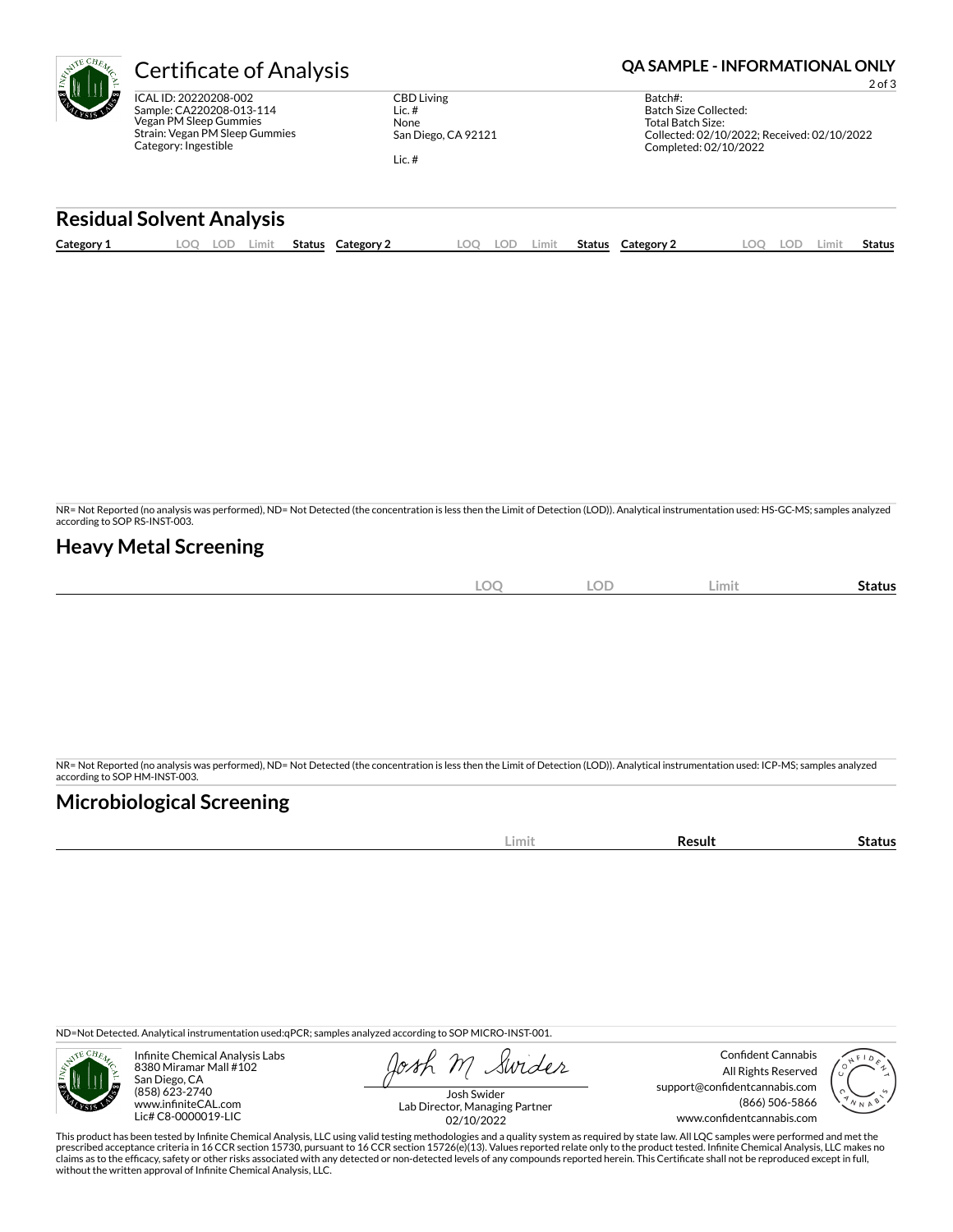# Certificate of Analysis

**QA SAMPLE - INFORMATIONAL ONLY**

ICAL ID: 20220208-002
Sample: CA220208-013-114
Vegan PM Sleep Gummies
Strain: Vegan PM Sleep Gummies
Category: Ingestible

CBD Living
Lic. #
None
San Diego, CA 92121

Lic. #

Batch#:
Batch Size Collected:
Total Batch Size:
Collected: 02/10/2022; Received: 02/10/2022
Completed: 02/10/2022

## Residual Solvent Analysis

| Category 1 | LOQ | LOD | Limit | Status | Category 2 | LOQ | LOD | Limit | Status | Category 2 | LOQ | LOD | Limit | Status |
|---|---|---|---|---|---|---|---|---|---|---|---|---|---|---|

NR= Not Reported (no analysis was performed), ND= Not Detected (the concentration is less then the Limit of Detection (LOD)). Analytical instrumentation used: HS-GC-MS; samples analyzed according to SOP RS-INST-003.

## Heavy Metal Screening

| | LOQ | LOD | Limit | Status |
|---|---|---|---|---|

NR= Not Reported (no analysis was performed), ND= Not Detected (the concentration is less then the Limit of Detection (LOD)). Analytical instrumentation used: ICP-MS; samples analyzed according to SOP HM-INST-003.

## Microbiological Screening

| | Limit | Result | Status |
|---|---|---|---|

ND=Not Detected. Analytical instrumentation used:qPCR; samples analyzed according to SOP MICRO-INST-001.

Infinite Chemical Analysis Labs
8380 Miramar Mall #102
San Diego, CA
(858) 623-2740
www.infiniteCAL.com
Lic# C8-0000019-LIC

Josh Swider
Lab Director, Managing Partner
02/10/2022

Confident Cannabis
All Rights Reserved
support@confidentcannabis.com
(866) 506-5866
www.confidentcannabis.com

This product has been tested by Infinite Chemical Analysis, LLC using valid testing methodologies and a quality system as required by state law. All LQC samples were performed and met the prescribed acceptance criteria in 16 CCR section 15730, pursuant to 16 CCR section 15726(e)(13). Values reported relate only to the product tested. Infinite Chemical Analysis, LLC makes no claims as to the efficacy, safety or other risks associated with any detected or non-detected levels of any compounds reported herein. This Certificate shall not be reproduced except in full, without the written approval of Infinite Chemical Analysis, LLC.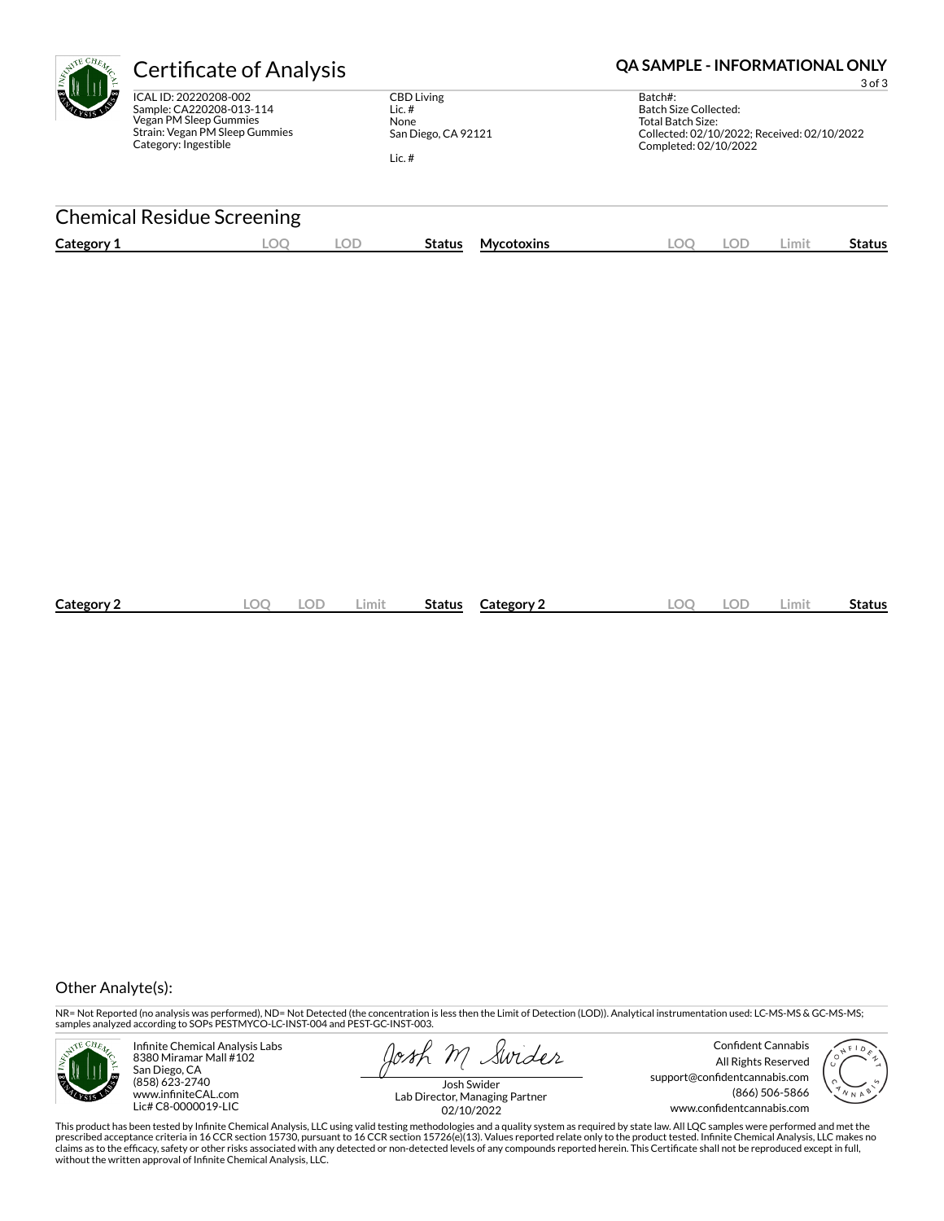# Certificate of Analysis

**QA SAMPLE - INFORMATIONAL ONLY**

ICAL ID: 20220208-002
Sample: CA220208-013-114
Vegan PM Sleep Gummies
Strain: Vegan PM Sleep Gummies
Category: Ingestible

CBD Living
Lic. #
None
San Diego, CA 92121

Lic. #

Batch#:
Batch Size Collected:
Total Batch Size:
Collected: 02/10/2022; Received: 02/10/2022
Completed: 02/10/2022

## Chemical Residue Screening

| Category 1 | LOQ | LOD | Status |
|---|---|---|---|

| Mycotoxins | LOQ | LOD | Limit | Status |
|---|---|---|---|---|

| Category 2 | LOQ | LOD | Limit | Status |
|---|---|---|---|---|

| Category 2 | LOQ | LOD | Limit | Status |
|---|---|---|---|---|

Other Analyte(s):

NR= Not Reported (no analysis was performed), ND= Not Detected (the concentration is less then the Limit of Detection (LOD)). Analytical instrumentation used: LC-MS-MS & GC-MS-MS; samples analyzed according to SOPs PESTMYCO-LC-INST-004 and PEST-GC-INST-003.

Infinite Chemical Analysis Labs
8380 Miramar Mall #102
San Diego, CA
(858) 623-2740
www.infiniteCAL.com
Lic# C8-0000019-LIC

Josh Swider
Lab Director, Managing Partner
02/10/2022

Confident Cannabis
All Rights Reserved
support@confidentcannabis.com
(866) 506-5866
www.confidentcannabis.com

This product has been tested by Infinite Chemical Analysis, LLC using valid testing methodologies and a quality system as required by state law. All LQC samples were performed and met the prescribed acceptance criteria in 16 CCR section 15730, pursuant to 16 CCR section 15726(e)(13). Values reported relate only to the product tested. Infinite Chemical Analysis, LLC makes no claims as to the efficacy, safety or other risks associated with any detected or non-detected levels of any compounds reported herein. This Certificate shall not be reproduced except in full, without the written approval of Infinite Chemical Analysis, LLC.